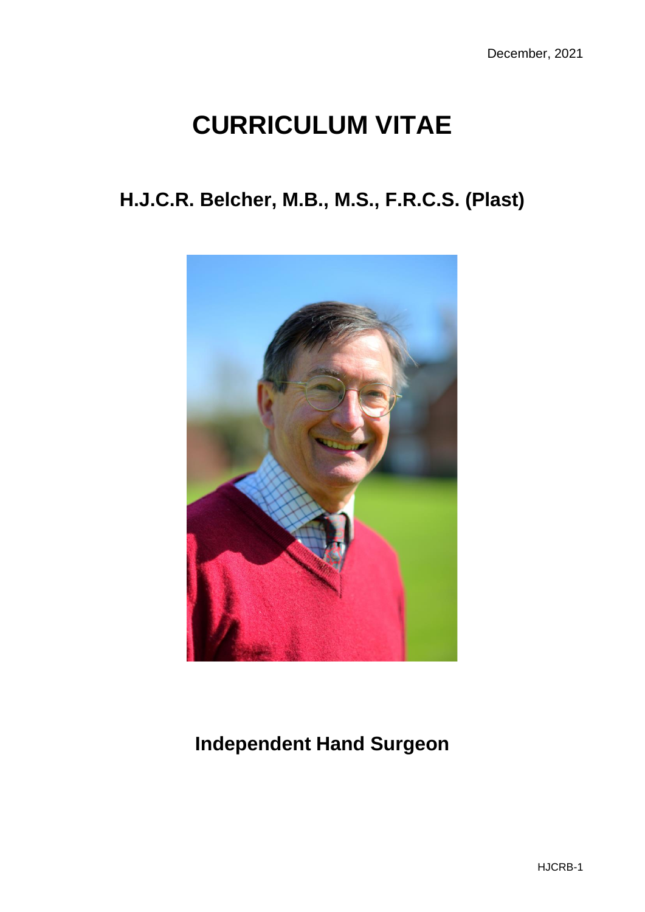December, 2021

# CURRICULUM VITAE

## H.J.C.R. Belcher, M.B., M.S., F.R.C.S. (Plast)

## Independent Hand Surgeon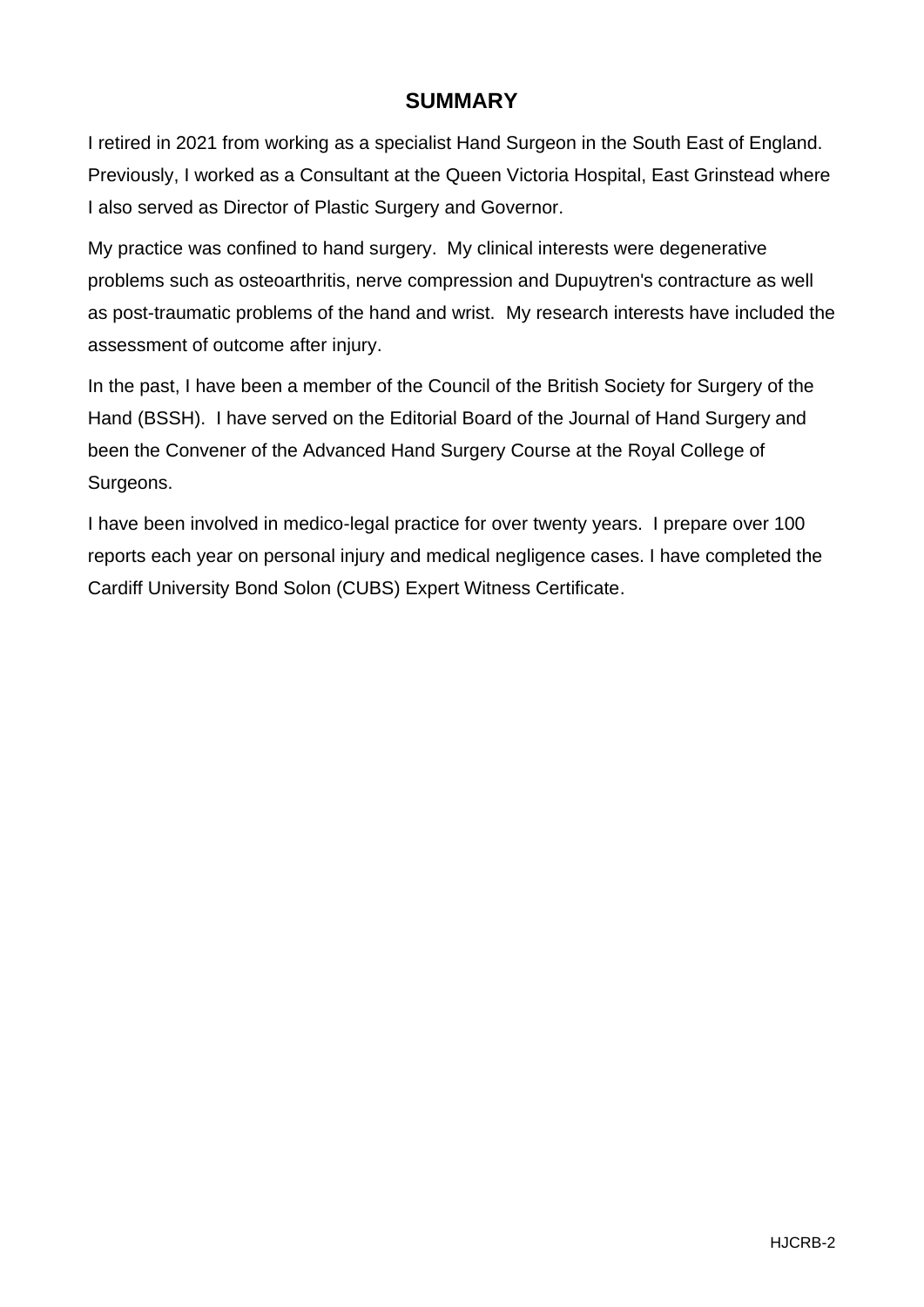# SUMMARY

I retired in 2021 from working as a specialist Hand Surgeon in the South East of England. Previously, I worked as a Consultant at the Queen Victoria Hospital, East Grinstead where I also served as Director of Plastic Surgery and Governor.

My practice was confined to hand surgery. My clinical interests were degenerative problems such as osteoarthritis, nerve compression and Dupuytren's contracture as well as post-traumatic problems of the hand and wrist. My research interests have included the assessment of outcome after injury.

In the past, I have been a member of the Council of the British Society for Surgery of the Hand (BSSH). I have served on the Editorial Board of the Journal of Hand Surgery and been the Convener of the Advanced Hand Surgery Course at the Royal College of Surgeons.

I have been involved in medico-legal practice for over twenty years. I prepare over 100 reports each year on personal injury and medical negligence cases. I have completed the Cardiff University Bond Solon (CUBS) Expert Witness Certificate.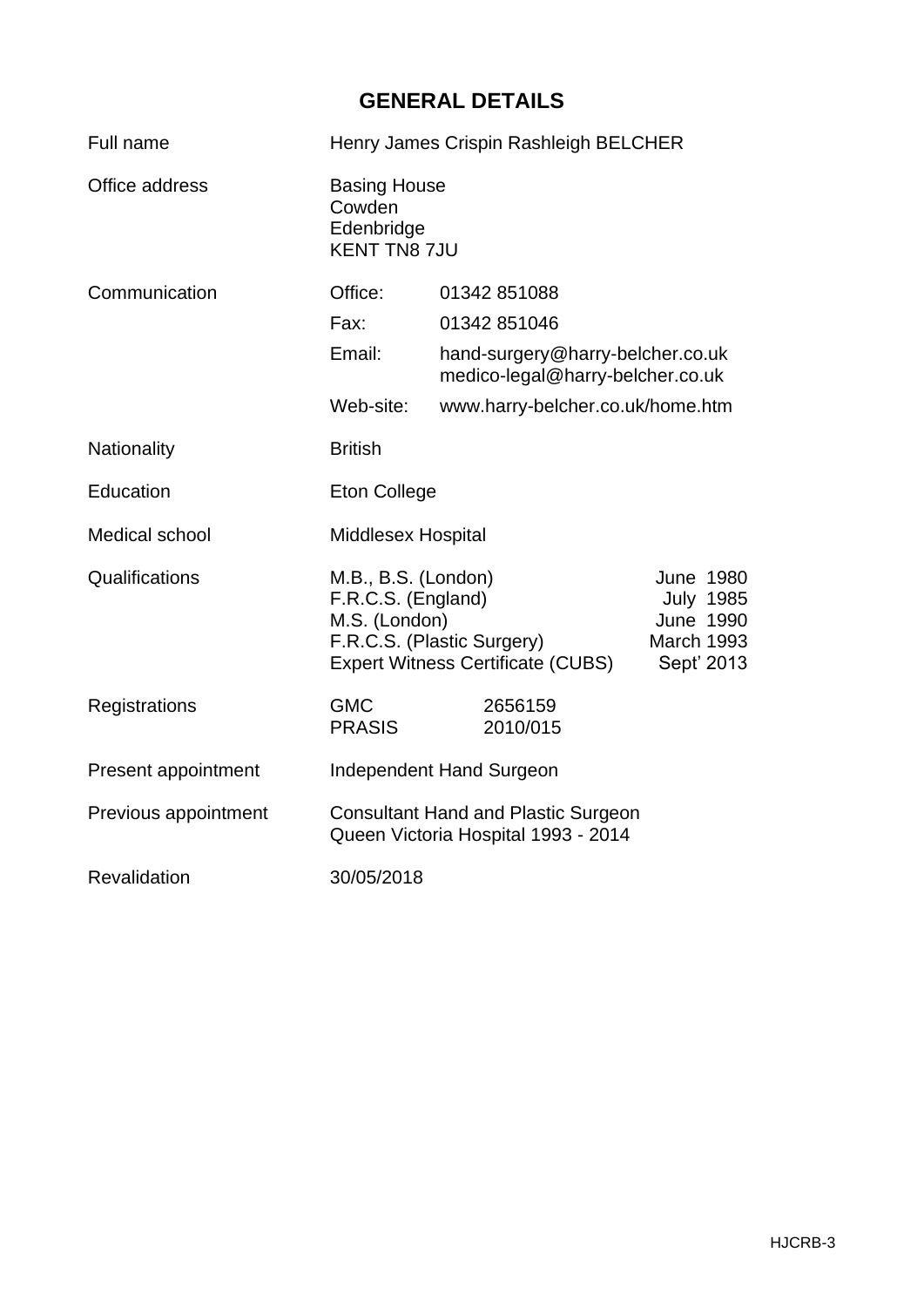# GENERAL DETAILS

| | |
|---|---|
| Full name | Henry James Crispin Rashleigh BELCHER |
| Office address | Basing House<br>Cowden<br>Edenbridge<br>KENT TN8 7JU |
| Communication | Office: 01342 851088<br>Fax: 01342 851046<br>Email: hand-surgery@harry-belcher.co.uk<br>medico-legal@harry-belcher.co.uk<br>Web-site: www.harry-belcher.co.uk/home.htm |
| Nationality | British |
| Education | Eton College |
| Medical school | Middlesex Hospital |
| Qualifications | M.B., B.S. (London) — June 1980<br>F.R.C.S. (England) — July 1985<br>M.S. (London) — June 1990<br>F.R.C.S. (Plastic Surgery) — March 1993<br>Expert Witness Certificate (CUBS) — Sept' 2013 |
| Registrations | GMC 2656159<br>PRASIS 2010/015 |
| Present appointment | Independent Hand Surgeon |
| Previous appointment | Consultant Hand and Plastic Surgeon<br>Queen Victoria Hospital 1993 - 2014 |
| Revalidation | 30/05/2018 |

HJCRB-3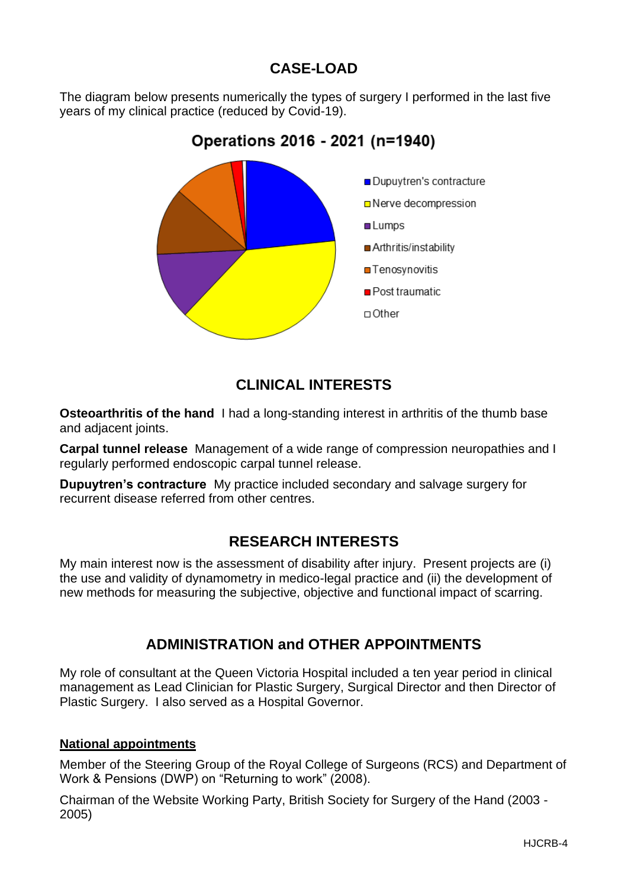## CASE-LOAD

The diagram below presents numerically the types of surgery I performed in the last five years of my clinical practice (reduced by Covid-19).

**Operations 2016 - 2021 (n=1940)**

- Dupuytren's contracture
- Nerve decompression
- Lumps
- Arthritis/instability
- Tenosynovitis
- Post traumatic
- Other

## CLINICAL INTERESTS

**Osteoarthritis of the hand** I had a long-standing interest in arthritis of the thumb base and adjacent joints.

**Carpal tunnel release** Management of a wide range of compression neuropathies and I regularly performed endoscopic carpal tunnel release.

**Dupuytren's contracture** My practice included secondary and salvage surgery for recurrent disease referred from other centres.

## RESEARCH INTERESTS

My main interest now is the assessment of disability after injury. Present projects are (i) the use and validity of dynamometry in medico-legal practice and (ii) the development of new methods for measuring the subjective, objective and functional impact of scarring.

## ADMINISTRATION and OTHER APPOINTMENTS

My role of consultant at the Queen Victoria Hospital included a ten year period in clinical management as Lead Clinician for Plastic Surgery, Surgical Director and then Director of Plastic Surgery. I also served as a Hospital Governor.

**National appointments**

Member of the Steering Group of the Royal College of Surgeons (RCS) and Department of Work & Pensions (DWP) on "Returning to work" (2008).

Chairman of the Website Working Party, British Society for Surgery of the Hand (2003 - 2005)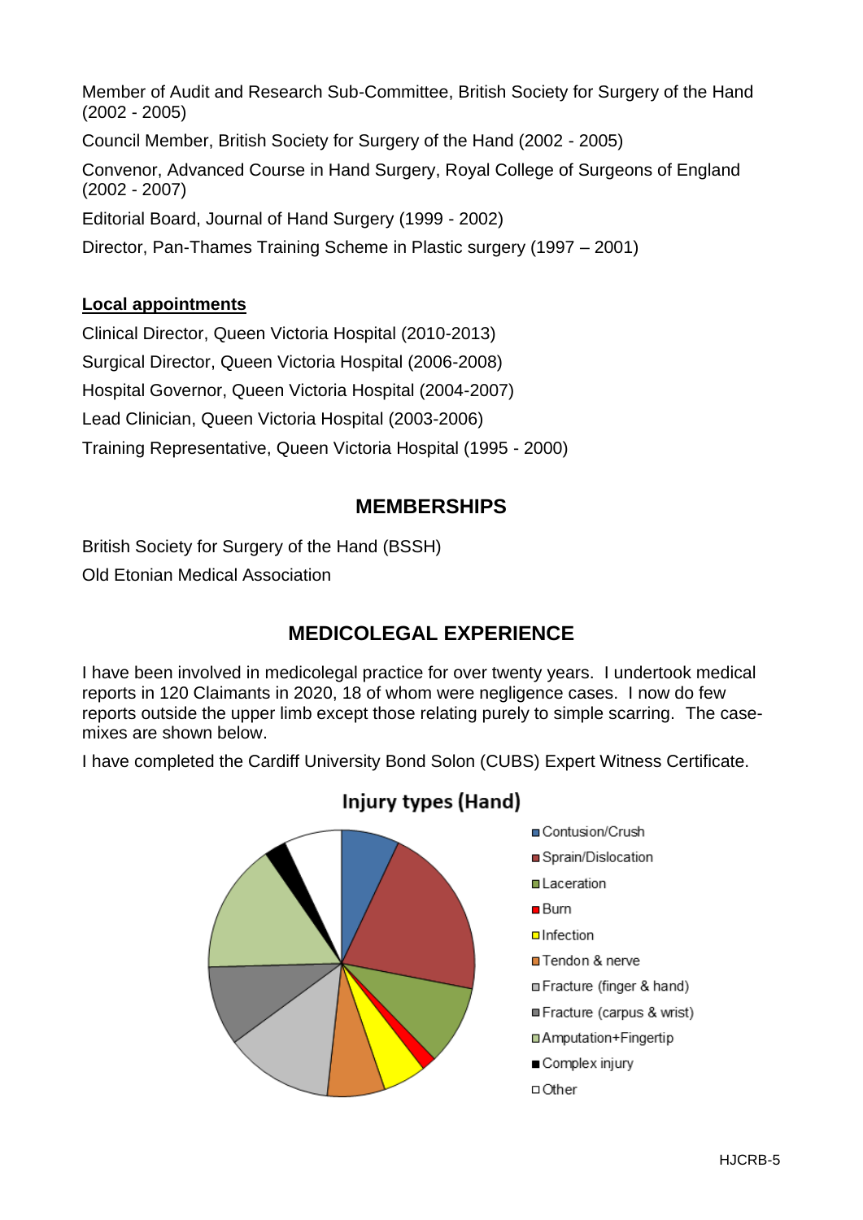Member of Audit and Research Sub-Committee, British Society for Surgery of the Hand (2002 - 2005)

Council Member, British Society for Surgery of the Hand (2002 - 2005)

Convenor, Advanced Course in Hand Surgery, Royal College of Surgeons of England (2002 - 2007)

Editorial Board, Journal of Hand Surgery (1999 - 2002)

Director, Pan-Thames Training Scheme in Plastic surgery (1997 – 2001)

**Local appointments**

Clinical Director, Queen Victoria Hospital (2010-2013)

Surgical Director, Queen Victoria Hospital (2006-2008)

Hospital Governor, Queen Victoria Hospital (2004-2007)

Lead Clinician, Queen Victoria Hospital (2003-2006)

Training Representative, Queen Victoria Hospital (1995 - 2000)

## MEMBERSHIPS

British Society for Surgery of the Hand (BSSH)

Old Etonian Medical Association

## MEDICOLEGAL EXPERIENCE

I have been involved in medicolegal practice for over twenty years. I undertook medical reports in 120 Claimants in 2020, 18 of whom were negligence cases. I now do few reports outside the upper limb except those relating purely to simple scarring. The case-mixes are shown below.

I have completed the Cardiff University Bond Solon (CUBS) Expert Witness Certificate.

Injury types (Hand)

- Contusion/Crush
- Sprain/Dislocation
- Laceration
- Burn
- Infection
- Tendon & nerve
- Fracture (finger & hand)
- Fracture (carpus & wrist)
- Amputation+Fingertip
- Complex injury
- Other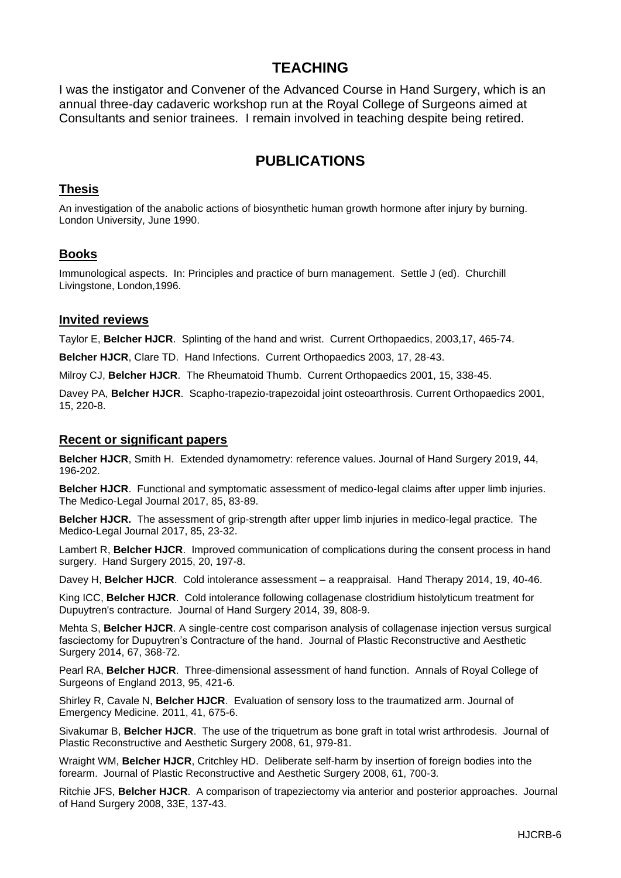# TEACHING

I was the instigator and Convener of the Advanced Course in Hand Surgery, which is an annual three-day cadaveric workshop run at the Royal College of Surgeons aimed at Consultants and senior trainees. I remain involved in teaching despite being retired.

# PUBLICATIONS

## Thesis

An investigation of the anabolic actions of biosynthetic human growth hormone after injury by burning. London University, June 1990.

## Books

Immunological aspects. In: Principles and practice of burn management. Settle J (ed). Churchill Livingstone, London,1996.

## Invited reviews

Taylor E, **Belcher HJCR**. Splinting of the hand and wrist. Current Orthopaedics, 2003,17, 465-74.

**Belcher HJCR**, Clare TD. Hand Infections. Current Orthopaedics 2003, 17, 28-43.

Milroy CJ, **Belcher HJCR**. The Rheumatoid Thumb. Current Orthopaedics 2001, 15, 338-45.

Davey PA, **Belcher HJCR**. Scapho-trapezio-trapezoidal joint osteoarthrosis. Current Orthopaedics 2001, 15, 220-8.

## Recent or significant papers

**Belcher HJCR**, Smith H. Extended dynamometry: reference values. Journal of Hand Surgery 2019, 44, 196-202.

**Belcher HJCR**. Functional and symptomatic assessment of medico-legal claims after upper limb injuries. The Medico-Legal Journal 2017, 85, 83-89.

**Belcher HJCR.** The assessment of grip-strength after upper limb injuries in medico-legal practice. The Medico-Legal Journal 2017, 85, 23-32.

Lambert R, **Belcher HJCR**. Improved communication of complications during the consent process in hand surgery. Hand Surgery 2015, 20, 197-8.

Davey H, **Belcher HJCR**. Cold intolerance assessment – a reappraisal. Hand Therapy 2014, 19, 40-46.

King ICC, **Belcher HJCR**. Cold intolerance following collagenase clostridium histolyticum treatment for Dupuytren's contracture. Journal of Hand Surgery 2014, 39, 808-9.

Mehta S, **Belcher HJCR**. A single-centre cost comparison analysis of collagenase injection versus surgical fasciectomy for Dupuytren's Contracture of the hand. Journal of Plastic Reconstructive and Aesthetic Surgery 2014, 67, 368-72.

Pearl RA, **Belcher HJCR**. Three-dimensional assessment of hand function. Annals of Royal College of Surgeons of England 2013, 95, 421-6.

Shirley R, Cavale N, **Belcher HJCR**. Evaluation of sensory loss to the traumatized arm. Journal of Emergency Medicine. 2011, 41, 675-6.

Sivakumar B, **Belcher HJCR**. The use of the triquetrum as bone graft in total wrist arthrodesis. Journal of Plastic Reconstructive and Aesthetic Surgery 2008, 61, 979-81.

Wraight WM, **Belcher HJCR**, Critchley HD. Deliberate self-harm by insertion of foreign bodies into the forearm. Journal of Plastic Reconstructive and Aesthetic Surgery 2008, 61, 700-3.

Ritchie JFS, **Belcher HJCR**. A comparison of trapeziectomy via anterior and posterior approaches. Journal of Hand Surgery 2008, 33E, 137-43.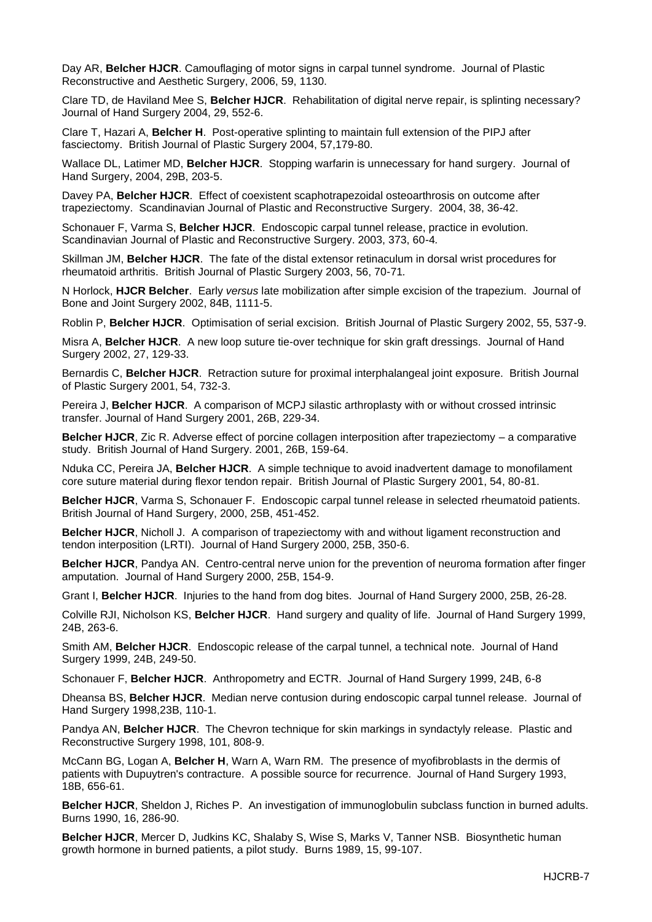Day AR, **Belcher HJCR**. Camouflaging of motor signs in carpal tunnel syndrome. Journal of Plastic Reconstructive and Aesthetic Surgery, 2006, 59, 1130.

Clare TD, de Haviland Mee S, **Belcher HJCR**. Rehabilitation of digital nerve repair, is splinting necessary? Journal of Hand Surgery 2004, 29, 552-6.

Clare T, Hazari A, **Belcher H**. Post-operative splinting to maintain full extension of the PIPJ after fasciectomy. British Journal of Plastic Surgery 2004, 57,179-80.

Wallace DL, Latimer MD, **Belcher HJCR**. Stopping warfarin is unnecessary for hand surgery. Journal of Hand Surgery, 2004, 29B, 203-5.

Davey PA, **Belcher HJCR**. Effect of coexistent scaphotrapezoidal osteoarthrosis on outcome after trapeziectomy. Scandinavian Journal of Plastic and Reconstructive Surgery. 2004, 38, 36-42.

Schonauer F, Varma S, **Belcher HJCR**. Endoscopic carpal tunnel release, practice in evolution. Scandinavian Journal of Plastic and Reconstructive Surgery. 2003, 373, 60-4.

Skillman JM, **Belcher HJCR**. The fate of the distal extensor retinaculum in dorsal wrist procedures for rheumatoid arthritis. British Journal of Plastic Surgery 2003, 56, 70-71.

N Horlock, **HJCR Belcher**. Early *versus* late mobilization after simple excision of the trapezium. Journal of Bone and Joint Surgery 2002, 84B, 1111-5.

Roblin P, **Belcher HJCR**. Optimisation of serial excision. British Journal of Plastic Surgery 2002, 55, 537-9.

Misra A, **Belcher HJCR**. A new loop suture tie-over technique for skin graft dressings. Journal of Hand Surgery 2002, 27, 129-33.

Bernardis C, **Belcher HJCR**. Retraction suture for proximal interphalangeal joint exposure. British Journal of Plastic Surgery 2001, 54, 732-3.

Pereira J, **Belcher HJCR**. A comparison of MCPJ silastic arthroplasty with or without crossed intrinsic transfer. Journal of Hand Surgery 2001, 26B, 229-34.

**Belcher HJCR**, Zic R. Adverse effect of porcine collagen interposition after trapeziectomy – a comparative study. British Journal of Hand Surgery. 2001, 26B, 159-64.

Nduka CC, Pereira JA, **Belcher HJCR**. A simple technique to avoid inadvertent damage to monofilament core suture material during flexor tendon repair. British Journal of Plastic Surgery 2001, 54, 80-81.

**Belcher HJCR**, Varma S, Schonauer F. Endoscopic carpal tunnel release in selected rheumatoid patients. British Journal of Hand Surgery, 2000, 25B, 451-452.

**Belcher HJCR**, Nicholl J. A comparison of trapeziectomy with and without ligament reconstruction and tendon interposition (LRTI). Journal of Hand Surgery 2000, 25B, 350-6.

**Belcher HJCR**, Pandya AN. Centro-central nerve union for the prevention of neuroma formation after finger amputation. Journal of Hand Surgery 2000, 25B, 154-9.

Grant I, **Belcher HJCR**. Injuries to the hand from dog bites. Journal of Hand Surgery 2000, 25B, 26-28.

Colville RJI, Nicholson KS, **Belcher HJCR**. Hand surgery and quality of life. Journal of Hand Surgery 1999, 24B, 263-6.

Smith AM, **Belcher HJCR**. Endoscopic release of the carpal tunnel, a technical note. Journal of Hand Surgery 1999, 24B, 249-50.

Schonauer F, **Belcher HJCR**. Anthropometry and ECTR. Journal of Hand Surgery 1999, 24B, 6-8

Dheansa BS, **Belcher HJCR**. Median nerve contusion during endoscopic carpal tunnel release. Journal of Hand Surgery 1998,23B, 110-1.

Pandya AN, **Belcher HJCR**. The Chevron technique for skin markings in syndactyly release. Plastic and Reconstructive Surgery 1998, 101, 808-9.

McCann BG, Logan A, **Belcher H**, Warn A, Warn RM. The presence of myofibroblasts in the dermis of patients with Dupuytren's contracture. A possible source for recurrence. Journal of Hand Surgery 1993, 18B, 656-61.

**Belcher HJCR**, Sheldon J, Riches P. An investigation of immunoglobulin subclass function in burned adults. Burns 1990, 16, 286-90.

**Belcher HJCR**, Mercer D, Judkins KC, Shalaby S, Wise S, Marks V, Tanner NSB. Biosynthetic human growth hormone in burned patients, a pilot study. Burns 1989, 15, 99-107.